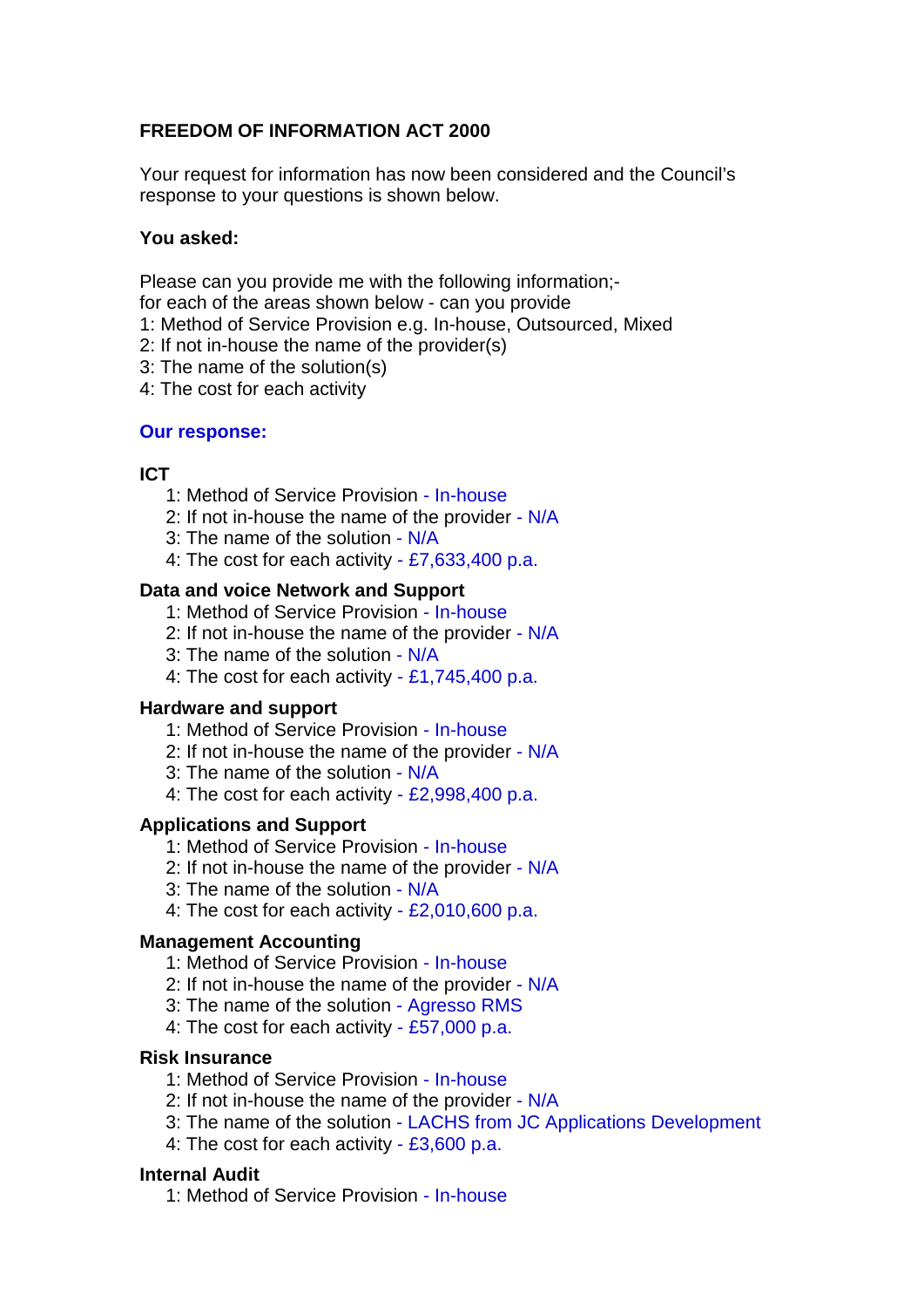**FREEDOM OF INFORMATION ACT 2000**

Your request for information has now been considered and the Council's response to your questions is shown below.

**You asked:**

Please can you provide me with the following information;-
for each of the areas shown below - can you provide
1: Method of Service Provision e.g. In-house, Outsourced, Mixed
2: If not in-house the name of the provider(s)
3: The name of the solution(s)
4: The cost for each activity

**Our response:**

**ICT**

1: Method of Service Provision - In-house
2: If not in-house the name of the provider - N/A
3: The name of the solution - N/A
4: The cost for each activity - £7,633,400 p.a.

**Data and voice Network and Support**

1: Method of Service Provision - In-house
2: If not in-house the name of the provider - N/A
3: The name of the solution - N/A
4: The cost for each activity - £1,745,400 p.a.

**Hardware and support**

1: Method of Service Provision - In-house
2: If not in-house the name of the provider - N/A
3: The name of the solution - N/A
4: The cost for each activity - £2,998,400 p.a.

**Applications and Support**

1: Method of Service Provision - In-house
2: If not in-house the name of the provider - N/A
3: The name of the solution - N/A
4: The cost for each activity - £2,010,600 p.a.

**Management Accounting**

1: Method of Service Provision - In-house
2: If not in-house the name of the provider - N/A
3: The name of the solution - Agresso RMS
4: The cost for each activity - £57,000 p.a.

**Risk Insurance**

1: Method of Service Provision - In-house
2: If not in-house the name of the provider - N/A
3: The name of the solution - LACHS from JC Applications Development
4: The cost for each activity - £3,600 p.a.

**Internal Audit**

1: Method of Service Provision - In-house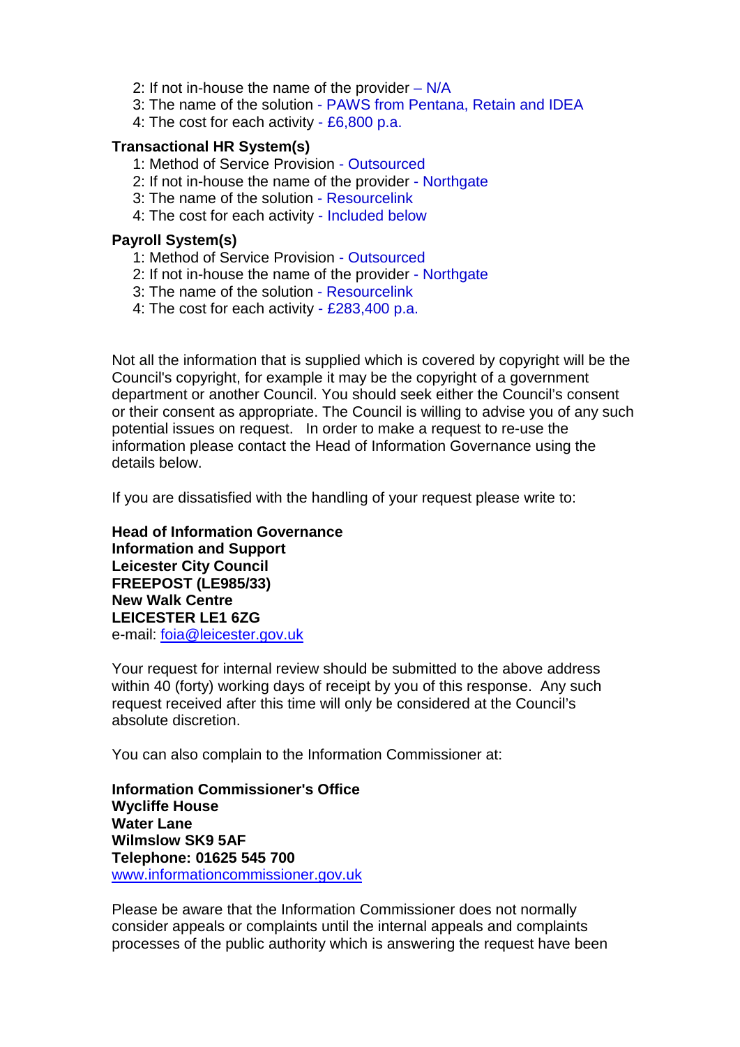2: If not in-house the name of the provider – N/A
3: The name of the solution - PAWS from Pentana, Retain and IDEA
4: The cost for each activity - £6,800 p.a.

**Transactional HR System(s)**

1: Method of Service Provision - Outsourced
2: If not in-house the name of the provider - Northgate
3: The name of the solution - Resourcelink
4: The cost for each activity - Included below

**Payroll System(s)**

1: Method of Service Provision - Outsourced
2: If not in-house the name of the provider - Northgate
3: The name of the solution - Resourcelink
4: The cost for each activity - £283,400 p.a.

Not all the information that is supplied which is covered by copyright will be the Council's copyright, for example it may be the copyright of a government department or another Council. You should seek either the Council's consent or their consent as appropriate. The Council is willing to advise you of any such potential issues on request. In order to make a request to re-use the information please contact the Head of Information Governance using the details below.

If you are dissatisfied with the handling of your request please write to:

**Head of Information Governance**
**Information and Support**
**Leicester City Council**
**FREEPOST (LE985/33)**
**New Walk Centre**
**LEICESTER LE1 6ZG**
e-mail: foia@leicester.gov.uk

Your request for internal review should be submitted to the above address within 40 (forty) working days of receipt by you of this response. Any such request received after this time will only be considered at the Council's absolute discretion.

You can also complain to the Information Commissioner at:

**Information Commissioner's Office**
**Wycliffe House**
**Water Lane**
**Wilmslow SK9 5AF**
**Telephone: 01625 545 700**
www.informationcommissioner.gov.uk

Please be aware that the Information Commissioner does not normally consider appeals or complaints until the internal appeals and complaints processes of the public authority which is answering the request have been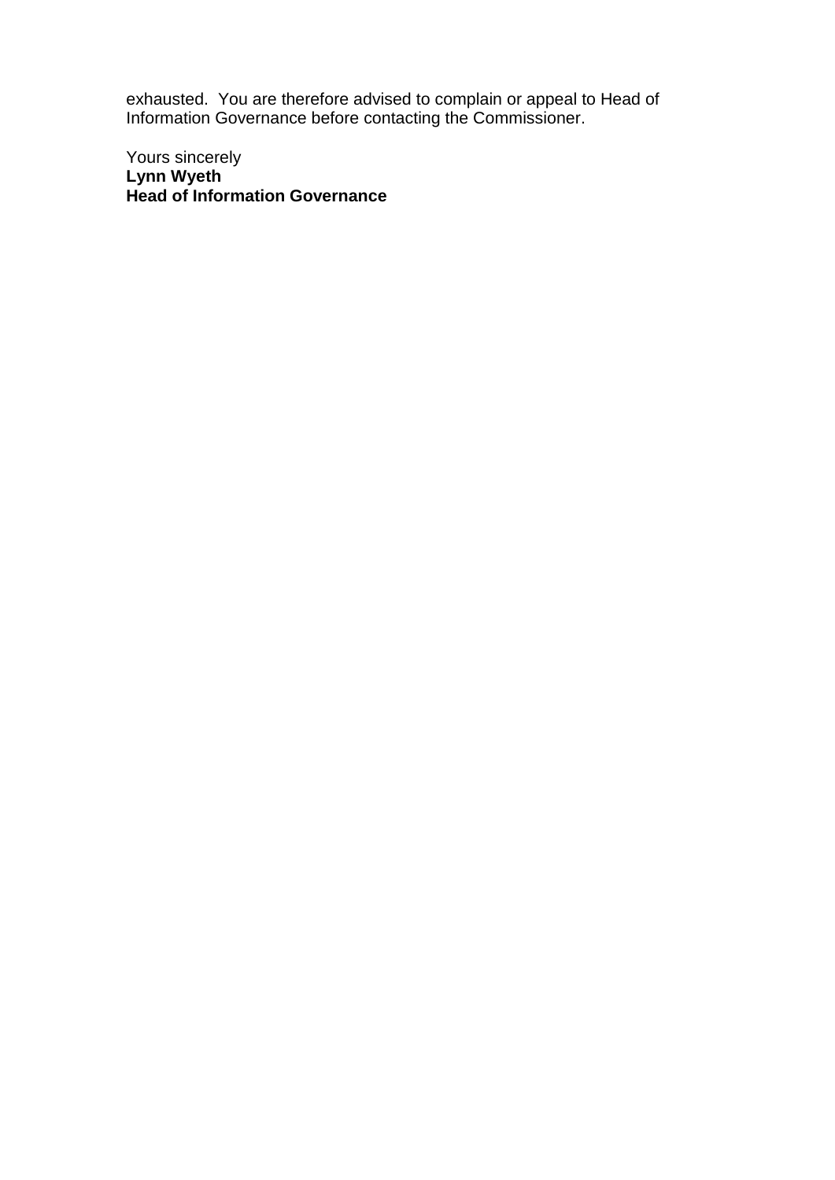exhausted. You are therefore advised to complain or appeal to Head of Information Governance before contacting the Commissioner.

Yours sincerely
**Lynn Wyeth**
**Head of Information Governance**